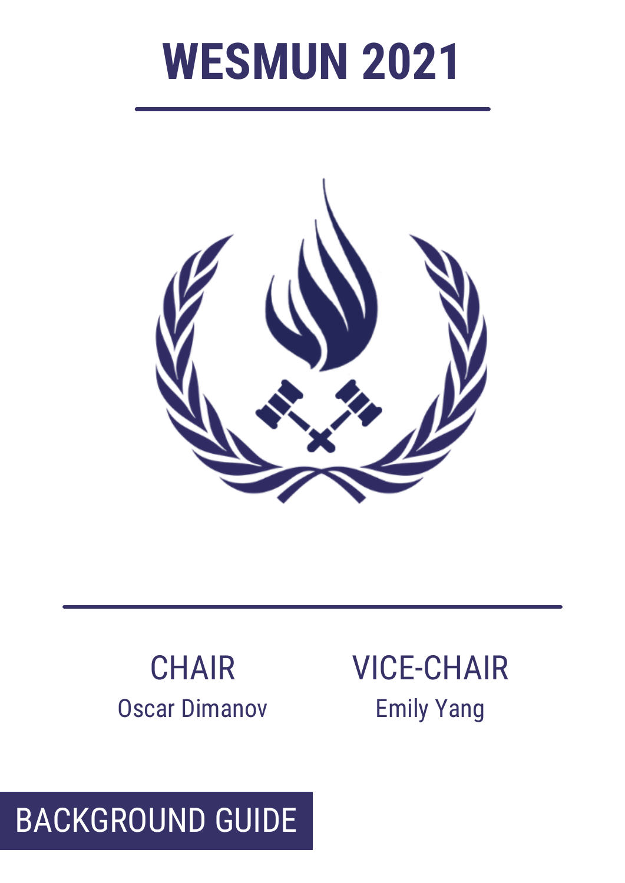# WESMUN 2021

CHAIR
Oscar Dimanov

VICE-CHAIR
Emily Yang

BACKGROUND GUIDE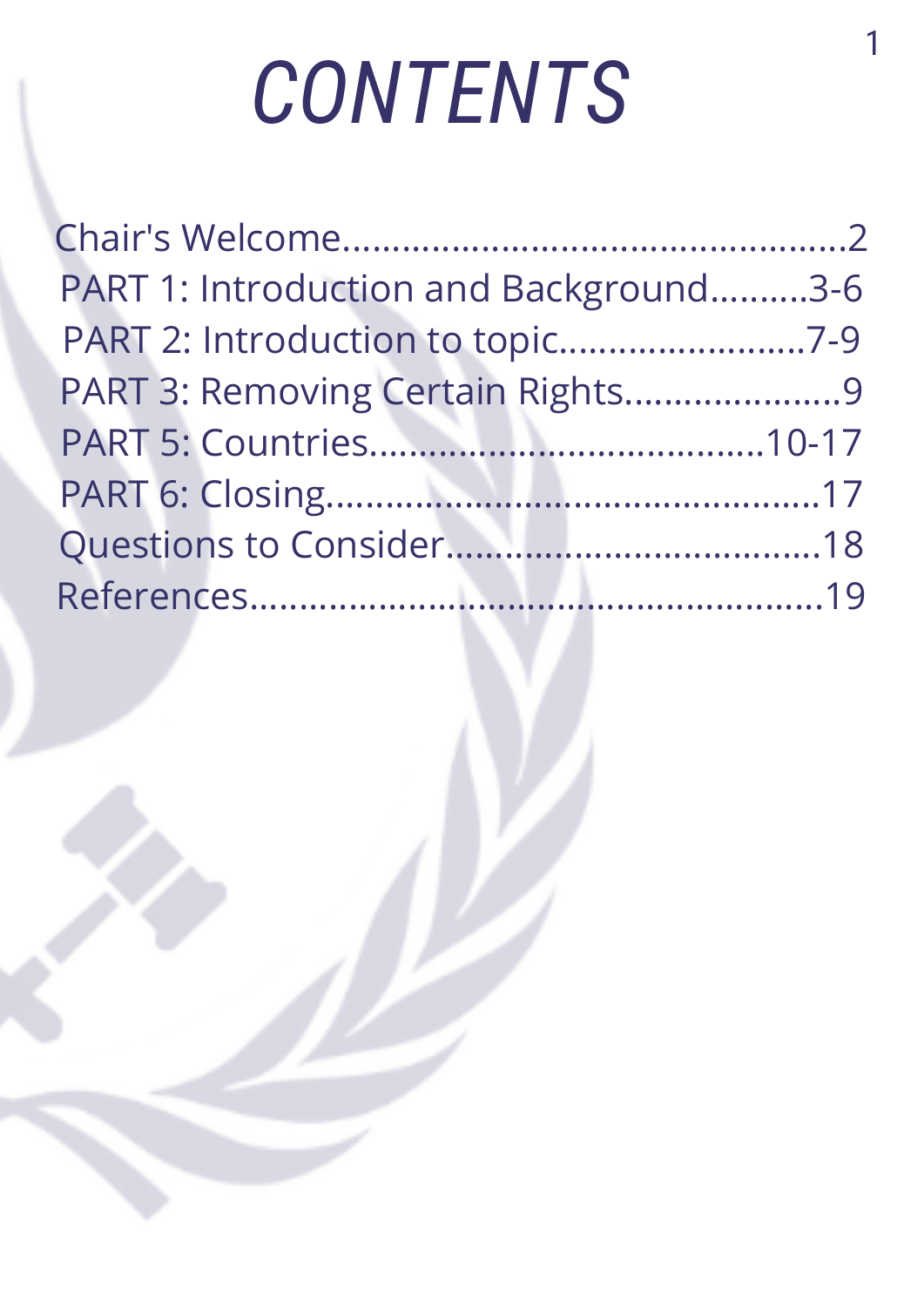# CONTENTS

Chair's Welcome.................................................2
PART 1: Introduction and Background..........3-6
PART 2: Introduction to topic........................7-9
PART 3: Removing Certain Rights.....................9
PART 5: Countries......................................10-17
PART 6: Closing.................................................17
Questions to Consider.....................................18
References.........................................................19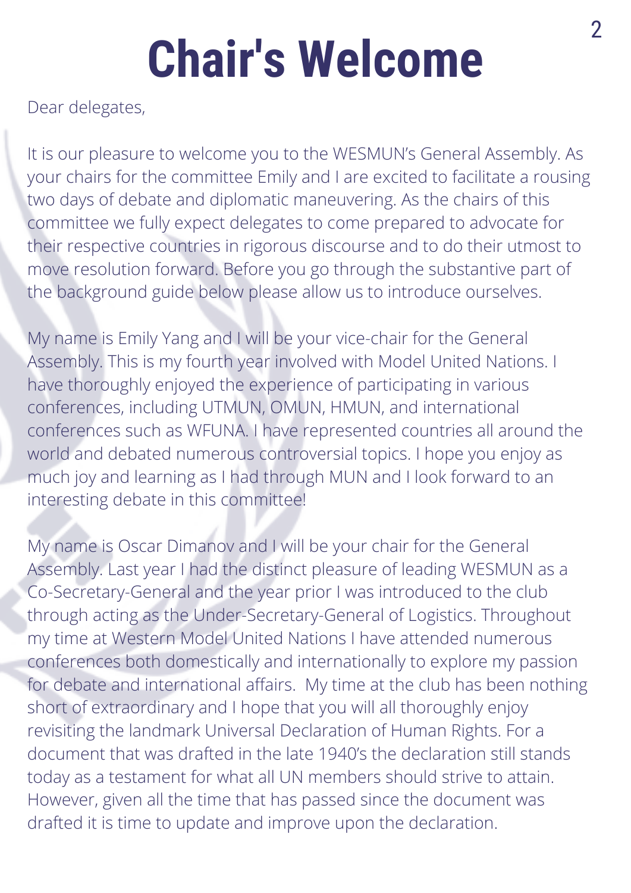# Chair's Welcome

Dear delegates,

It is our pleasure to welcome you to the WESMUN's General Assembly. As your chairs for the committee Emily and I are excited to facilitate a rousing two days of debate and diplomatic maneuvering. As the chairs of this committee we fully expect delegates to come prepared to advocate for their respective countries in rigorous discourse and to do their utmost to move resolution forward. Before you go through the substantive part of the background guide below please allow us to introduce ourselves.

My name is Emily Yang and I will be your vice-chair for the General Assembly. This is my fourth year involved with Model United Nations. I have thoroughly enjoyed the experience of participating in various conferences, including UTMUN, OMUN, HMUN, and international conferences such as WFUNA. I have represented countries all around the world and debated numerous controversial topics. I hope you enjoy as much joy and learning as I had through MUN and I look forward to an interesting debate in this committee!

My name is Oscar Dimanov and I will be your chair for the General Assembly. Last year I had the distinct pleasure of leading WESMUN as a Co-Secretary-General and the year prior I was introduced to the club through acting as the Under-Secretary-General of Logistics. Throughout my time at Western Model United Nations I have attended numerous conferences both domestically and internationally to explore my passion for debate and international affairs. My time at the club has been nothing short of extraordinary and I hope that you will all thoroughly enjoy revisiting the landmark Universal Declaration of Human Rights. For a document that was drafted in the late 1940's the declaration still stands today as a testament for what all UN members should strive to attain. However, given all the time that has passed since the document was drafted it is time to update and improve upon the declaration.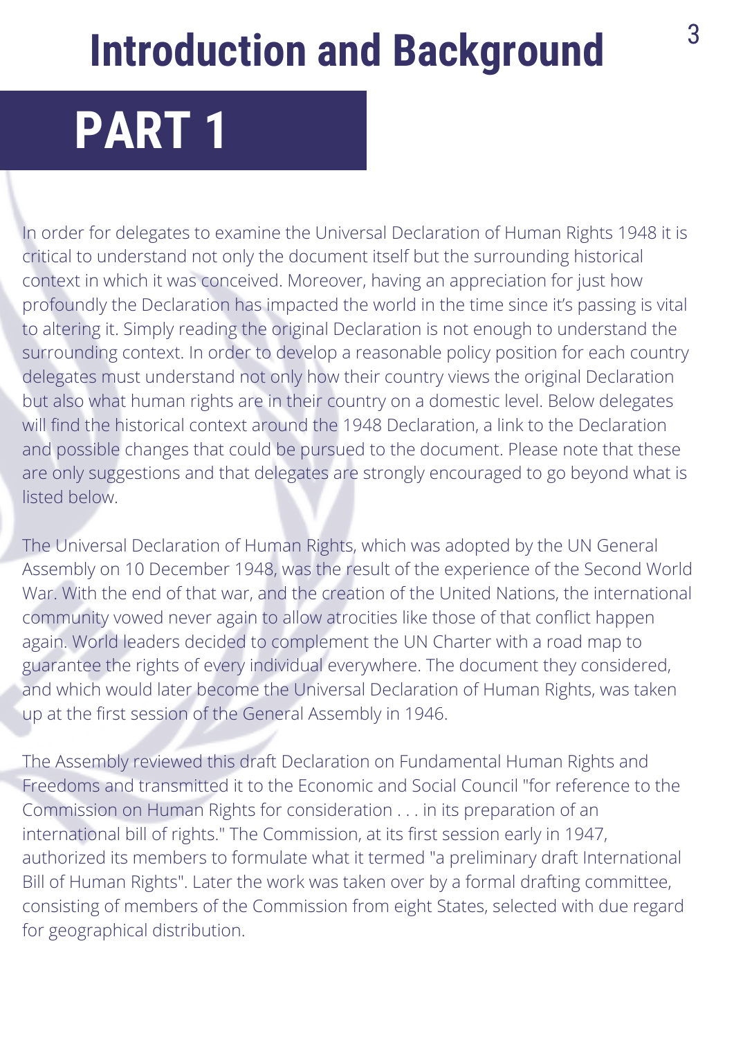# Introduction and Background

## PART 1

In order for delegates to examine the Universal Declaration of Human Rights 1948 it is critical to understand not only the document itself but the surrounding historical context in which it was conceived. Moreover, having an appreciation for just how profoundly the Declaration has impacted the world in the time since it's passing is vital to altering it. Simply reading the original Declaration is not enough to understand the surrounding context. In order to develop a reasonable policy position for each country delegates must understand not only how their country views the original Declaration but also what human rights are in their country on a domestic level. Below delegates will find the historical context around the 1948 Declaration, a link to the Declaration and possible changes that could be pursued to the document. Please note that these are only suggestions and that delegates are strongly encouraged to go beyond what is listed below.

The Universal Declaration of Human Rights, which was adopted by the UN General Assembly on 10 December 1948, was the result of the experience of the Second World War. With the end of that war, and the creation of the United Nations, the international community vowed never again to allow atrocities like those of that conflict happen again. World leaders decided to complement the UN Charter with a road map to guarantee the rights of every individual everywhere. The document they considered, and which would later become the Universal Declaration of Human Rights, was taken up at the first session of the General Assembly in 1946.

The Assembly reviewed this draft Declaration on Fundamental Human Rights and Freedoms and transmitted it to the Economic and Social Council "for reference to the Commission on Human Rights for consideration . . . in its preparation of an international bill of rights." The Commission, at its first session early in 1947, authorized its members to formulate what it termed "a preliminary draft International Bill of Human Rights". Later the work was taken over by a formal drafting committee, consisting of members of the Commission from eight States, selected with due regard for geographical distribution.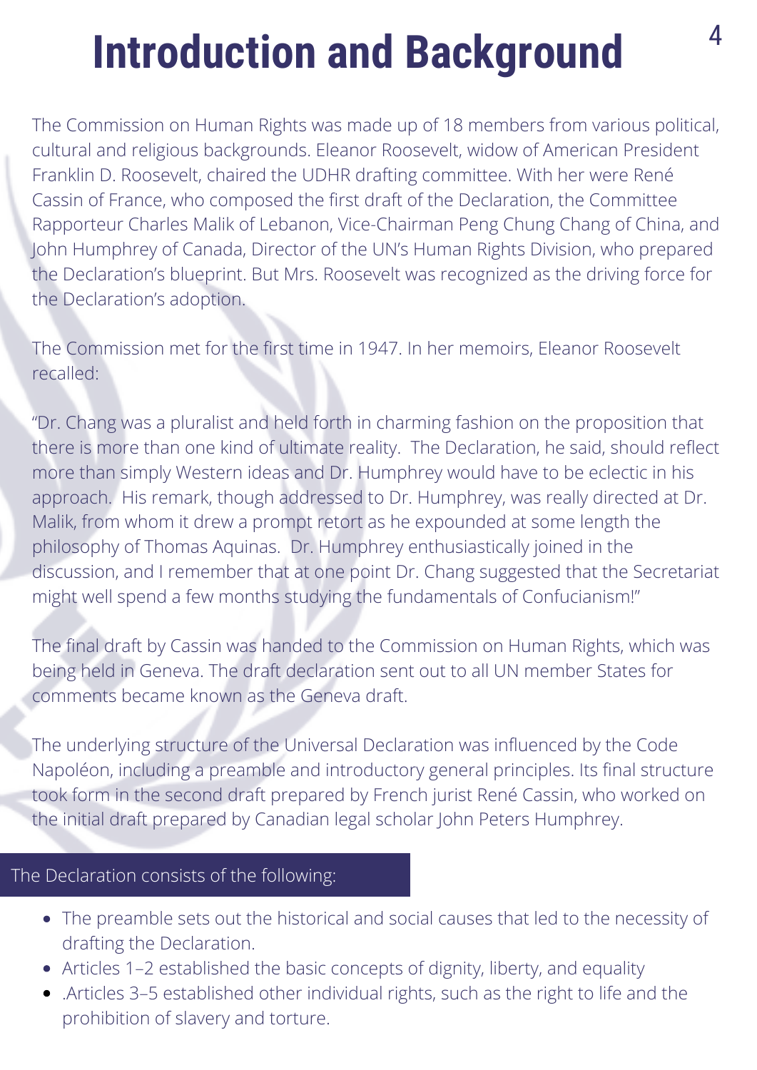# Introduction and Background

The Commission on Human Rights was made up of 18 members from various political, cultural and religious backgrounds. Eleanor Roosevelt, widow of American President Franklin D. Roosevelt, chaired the UDHR drafting committee. With her were René Cassin of France, who composed the first draft of the Declaration, the Committee Rapporteur Charles Malik of Lebanon, Vice-Chairman Peng Chung Chang of China, and John Humphrey of Canada, Director of the UN's Human Rights Division, who prepared the Declaration's blueprint. But Mrs. Roosevelt was recognized as the driving force for the Declaration's adoption.

The Commission met for the first time in 1947. In her memoirs, Eleanor Roosevelt recalled:

"Dr. Chang was a pluralist and held forth in charming fashion on the proposition that there is more than one kind of ultimate reality. The Declaration, he said, should reflect more than simply Western ideas and Dr. Humphrey would have to be eclectic in his approach. His remark, though addressed to Dr. Humphrey, was really directed at Dr. Malik, from whom it drew a prompt retort as he expounded at some length the philosophy of Thomas Aquinas. Dr. Humphrey enthusiastically joined in the discussion, and I remember that at one point Dr. Chang suggested that the Secretariat might well spend a few months studying the fundamentals of Confucianism!"

The final draft by Cassin was handed to the Commission on Human Rights, which was being held in Geneva. The draft declaration sent out to all UN member States for comments became known as the Geneva draft.

The underlying structure of the Universal Declaration was influenced by the Code Napoléon, including a preamble and introductory general principles. Its final structure took form in the second draft prepared by French jurist René Cassin, who worked on the initial draft prepared by Canadian legal scholar John Peters Humphrey.

**The Declaration consists of the following:**

- The preamble sets out the historical and social causes that led to the necessity of drafting the Declaration.
- Articles 1–2 established the basic concepts of dignity, liberty, and equality
- .Articles 3–5 established other individual rights, such as the right to life and the prohibition of slavery and torture.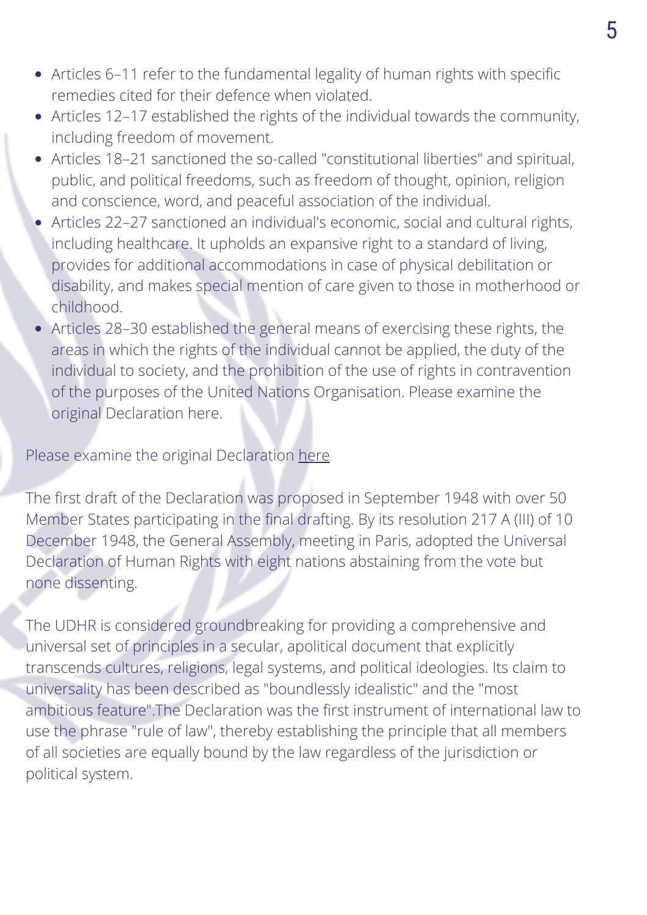- Articles 6–11 refer to the fundamental legality of human rights with specific remedies cited for their defence when violated.
- Articles 12–17 established the rights of the individual towards the community, including freedom of movement.
- Articles 18–21 sanctioned the so-called "constitutional liberties" and spiritual, public, and political freedoms, such as freedom of thought, opinion, religion and conscience, word, and peaceful association of the individual.
- Articles 22–27 sanctioned an individual's economic, social and cultural rights, including healthcare. It upholds an expansive right to a standard of living, provides for additional accommodations in case of physical debilitation or disability, and makes special mention of care given to those in motherhood or childhood.
- Articles 28–30 established the general means of exercising these rights, the areas in which the rights of the individual cannot be applied, the duty of the individual to society, and the prohibition of the use of rights in contravention of the purposes of the United Nations Organisation. Please examine the original Declaration here.

Please examine the original Declaration here

The first draft of the Declaration was proposed in September 1948 with over 50 Member States participating in the final drafting. By its resolution 217 A (III) of 10 December 1948, the General Assembly, meeting in Paris, adopted the Universal Declaration of Human Rights with eight nations abstaining from the vote but none dissenting.

The UDHR is considered groundbreaking for providing a comprehensive and universal set of principles in a secular, apolitical document that explicitly transcends cultures, religions, legal systems, and political ideologies. Its claim to universality has been described as "boundlessly idealistic" and the "most ambitious feature".The Declaration was the first instrument of international law to use the phrase "rule of law", thereby establishing the principle that all members of all societies are equally bound by the law regardless of the jurisdiction or political system.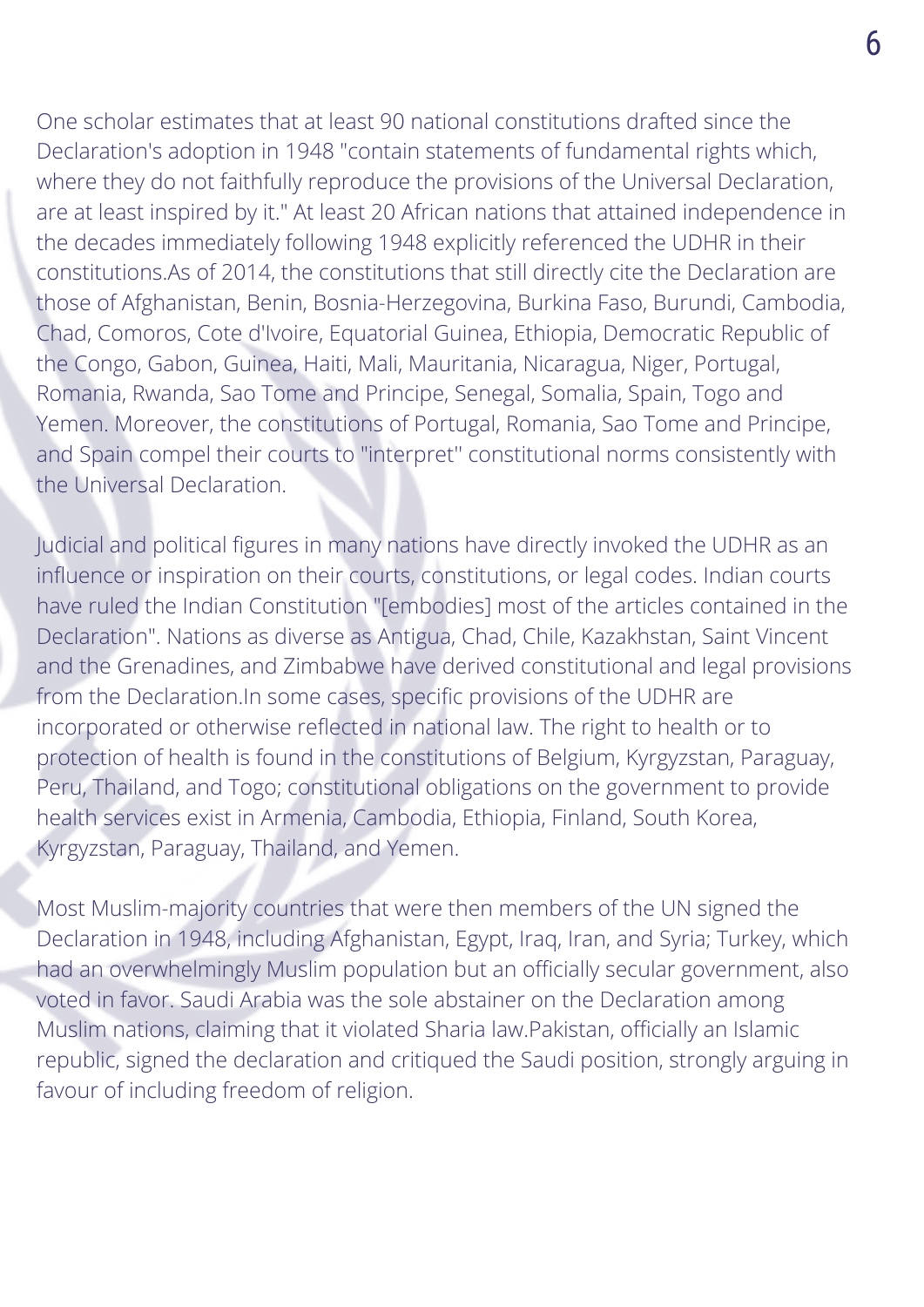One scholar estimates that at least 90 national constitutions drafted since the Declaration's adoption in 1948 "contain statements of fundamental rights which, where they do not faithfully reproduce the provisions of the Universal Declaration, are at least inspired by it." At least 20 African nations that attained independence in the decades immediately following 1948 explicitly referenced the UDHR in their constitutions.As of 2014, the constitutions that still directly cite the Declaration are those of Afghanistan, Benin, Bosnia-Herzegovina, Burkina Faso, Burundi, Cambodia, Chad, Comoros, Cote d'Ivoire, Equatorial Guinea, Ethiopia, Democratic Republic of the Congo, Gabon, Guinea, Haiti, Mali, Mauritania, Nicaragua, Niger, Portugal, Romania, Rwanda, Sao Tome and Principe, Senegal, Somalia, Spain, Togo and Yemen. Moreover, the constitutions of Portugal, Romania, Sao Tome and Principe, and Spain compel their courts to "interpret" constitutional norms consistently with the Universal Declaration.

Judicial and political figures in many nations have directly invoked the UDHR as an influence or inspiration on their courts, constitutions, or legal codes. Indian courts have ruled the Indian Constitution "[embodies] most of the articles contained in the Declaration". Nations as diverse as Antigua, Chad, Chile, Kazakhstan, Saint Vincent and the Grenadines, and Zimbabwe have derived constitutional and legal provisions from the Declaration.In some cases, specific provisions of the UDHR are incorporated or otherwise reflected in national law. The right to health or to protection of health is found in the constitutions of Belgium, Kyrgyzstan, Paraguay, Peru, Thailand, and Togo; constitutional obligations on the government to provide health services exist in Armenia, Cambodia, Ethiopia, Finland, South Korea, Kyrgyzstan, Paraguay, Thailand, and Yemen.

Most Muslim-majority countries that were then members of the UN signed the Declaration in 1948, including Afghanistan, Egypt, Iraq, Iran, and Syria; Turkey, which had an overwhelmingly Muslim population but an officially secular government, also voted in favor. Saudi Arabia was the sole abstainer on the Declaration among Muslim nations, claiming that it violated Sharia law.Pakistan, officially an Islamic republic, signed the declaration and critiqued the Saudi position, strongly arguing in favour of including freedom of religion.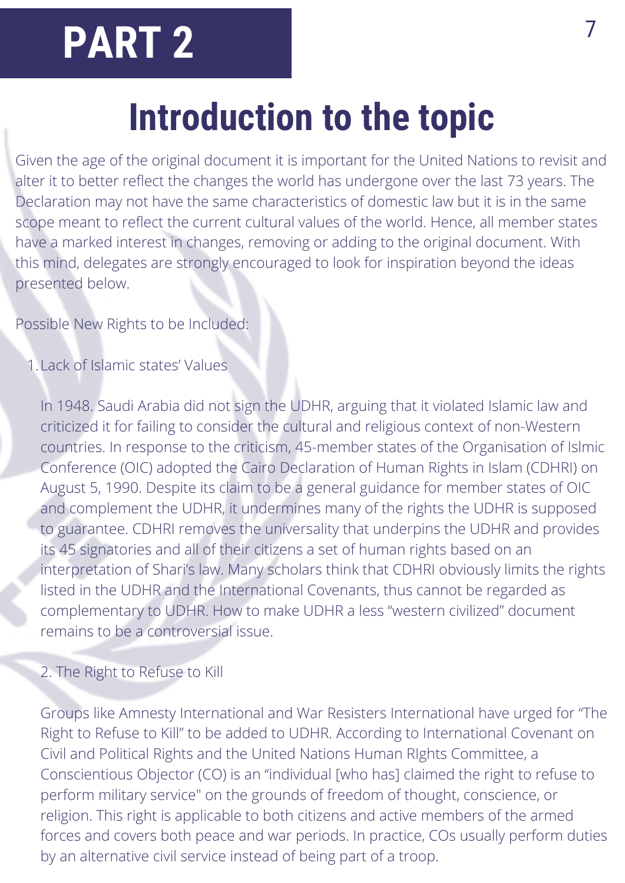# PART 2

## Introduction to the topic

Given the age of the original document it is important for the United Nations to revisit and alter it to better reflect the changes the world has undergone over the last 73 years. The Declaration may not have the same characteristics of domestic law but it is in the same scope meant to reflect the current cultural values of the world. Hence, all member states have a marked interest in changes, removing or adding to the original document. With this mind, delegates are strongly encouraged to look for inspiration beyond the ideas presented below.

Possible New Rights to be Included:

1. Lack of Islamic states' Values

   In 1948. Saudi Arabia did not sign the UDHR, arguing that it violated Islamic law and criticized it for failing to consider the cultural and religious context of non-Western countries. In response to the criticism, 45-member states of the Organisation of Islmic Conference (OIC) adopted the Cairo Declaration of Human Rights in Islam (CDHRI) on August 5, 1990. Despite its claim to be a general guidance for member states of OIC and complement the UDHR, it undermines many of the rights the UDHR is supposed to guarantee. CDHRI removes the universality that underpins the UDHR and provides its 45 signatories and all of their citizens a set of human rights based on an interpretation of Shari's law. Many scholars think that CDHRI obviously limits the rights listed in the UDHR and the International Covenants, thus cannot be regarded as complementary to UDHR. How to make UDHR a less "western civilized" document remains to be a controversial issue.

2. The Right to Refuse to Kill

   Groups like Amnesty International and War Resisters International have urged for "The Right to Refuse to Kill" to be added to UDHR. According to International Covenant on Civil and Political Rights and the United Nations Human RIghts Committee, a Conscientious Objector (CO) is an "individual [who has] claimed the right to refuse to perform military service" on the grounds of freedom of thought, conscience, or religion. This right is applicable to both citizens and active members of the armed forces and covers both peace and war periods. In practice, COs usually perform duties by an alternative civil service instead of being part of a troop.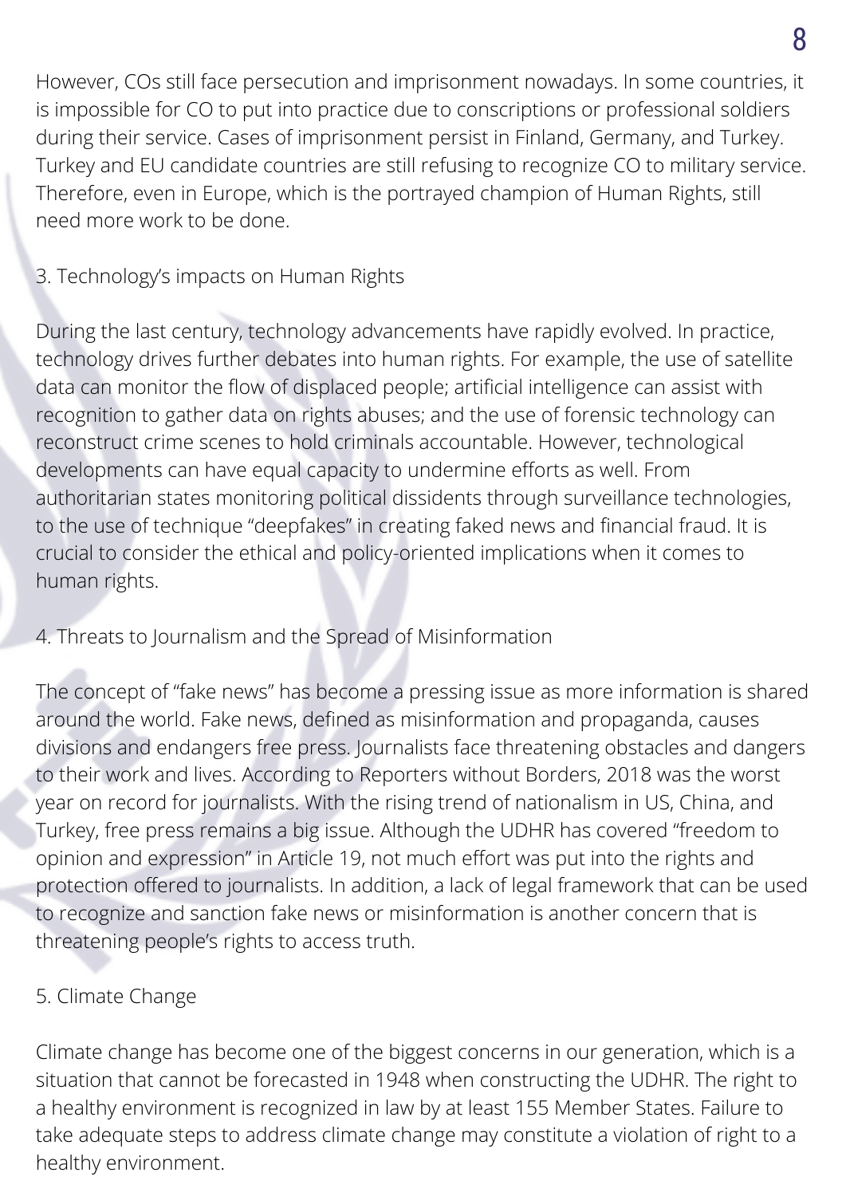However, COs still face persecution and imprisonment nowadays. In some countries, it is impossible for CO to put into practice due to conscriptions or professional soldiers during their service. Cases of imprisonment persist in Finland, Germany, and Turkey. Turkey and EU candidate countries are still refusing to recognize CO to military service. Therefore, even in Europe, which is the portrayed champion of Human Rights, still need more work to be done.

### 3. Technology's impacts on Human Rights

During the last century, technology advancements have rapidly evolved. In practice, technology drives further debates into human rights. For example, the use of satellite data can monitor the flow of displaced people; artificial intelligence can assist with recognition to gather data on rights abuses; and the use of forensic technology can reconstruct crime scenes to hold criminals accountable. However, technological developments can have equal capacity to undermine efforts as well. From authoritarian states monitoring political dissidents through surveillance technologies, to the use of technique "deepfakes" in creating faked news and financial fraud. It is crucial to consider the ethical and policy-oriented implications when it comes to human rights.

### 4. Threats to Journalism and the Spread of Misinformation

The concept of "fake news" has become a pressing issue as more information is shared around the world. Fake news, defined as misinformation and propaganda, causes divisions and endangers free press. Journalists face threatening obstacles and dangers to their work and lives. According to Reporters without Borders, 2018 was the worst year on record for journalists. With the rising trend of nationalism in US, China, and Turkey, free press remains a big issue. Although the UDHR has covered "freedom to opinion and expression" in Article 19, not much effort was put into the rights and protection offered to journalists. In addition, a lack of legal framework that can be used to recognize and sanction fake news or misinformation is another concern that is threatening people's rights to access truth.

### 5. Climate Change

Climate change has become one of the biggest concerns in our generation, which is a situation that cannot be forecasted in 1948 when constructing the UDHR. The right to a healthy environment is recognized in law by at least 155 Member States. Failure to take adequate steps to address climate change may constitute a violation of right to a healthy environment.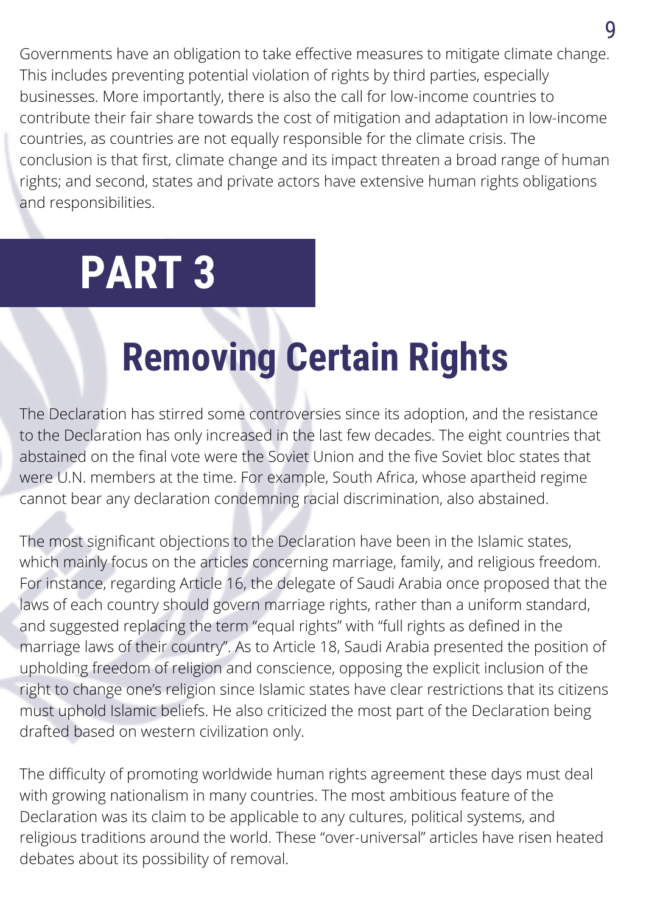Governments have an obligation to take effective measures to mitigate climate change. This includes preventing potential violation of rights by third parties, especially businesses. More importantly, there is also the call for low-income countries to contribute their fair share towards the cost of mitigation and adaptation in low-income countries, as countries are not equally responsible for the climate crisis. The conclusion is that first, climate change and its impact threaten a broad range of human rights; and second, states and private actors have extensive human rights obligations and responsibilities.

# PART 3

## Removing Certain Rights

The Declaration has stirred some controversies since its adoption, and the resistance to the Declaration has only increased in the last few decades. The eight countries that abstained on the final vote were the Soviet Union and the five Soviet bloc states that were U.N. members at the time. For example, South Africa, whose apartheid regime cannot bear any declaration condemning racial discrimination, also abstained.

The most significant objections to the Declaration have been in the Islamic states, which mainly focus on the articles concerning marriage, family, and religious freedom. For instance, regarding Article 16, the delegate of Saudi Arabia once proposed that the laws of each country should govern marriage rights, rather than a uniform standard, and suggested replacing the term "equal rights" with "full rights as defined in the marriage laws of their country". As to Article 18, Saudi Arabia presented the position of upholding freedom of religion and conscience, opposing the explicit inclusion of the right to change one's religion since Islamic states have clear restrictions that its citizens must uphold Islamic beliefs. He also criticized the most part of the Declaration being drafted based on western civilization only.

The difficulty of promoting worldwide human rights agreement these days must deal with growing nationalism in many countries. The most ambitious feature of the Declaration was its claim to be applicable to any cultures, political systems, and religious traditions around the world. These "over-universal" articles have risen heated debates about its possibility of removal.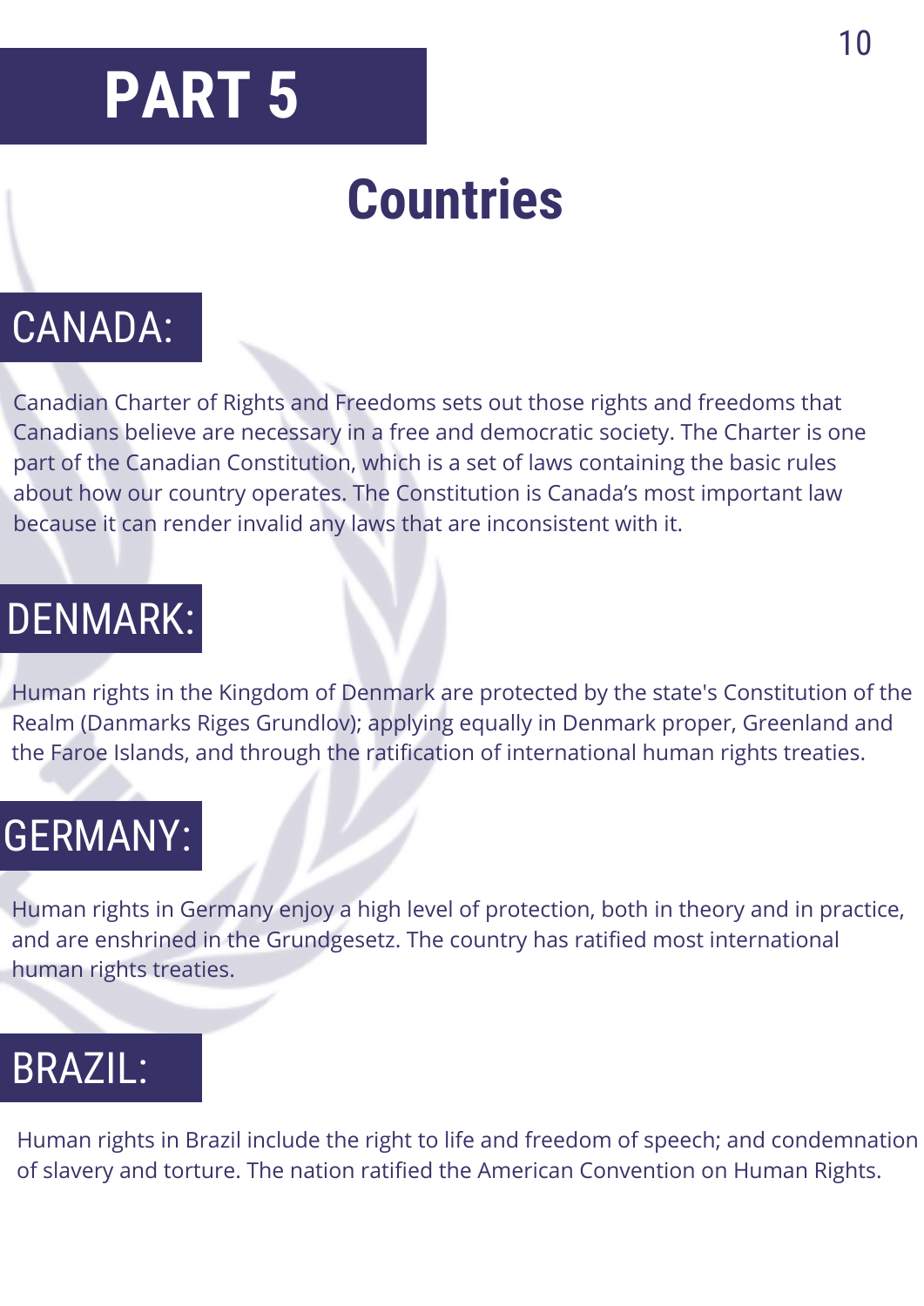# PART 5

## Countries

### CANADA:

Canadian Charter of Rights and Freedoms sets out those rights and freedoms that Canadians believe are necessary in a free and democratic society. The Charter is one part of the Canadian Constitution, which is a set of laws containing the basic rules about how our country operates. The Constitution is Canada's most important law because it can render invalid any laws that are inconsistent with it.

### DENMARK:

Human rights in the Kingdom of Denmark are protected by the state's Constitution of the Realm (Danmarks Riges Grundlov); applying equally in Denmark proper, Greenland and the Faroe Islands, and through the ratification of international human rights treaties.

### GERMANY:

Human rights in Germany enjoy a high level of protection, both in theory and in practice, and are enshrined in the Grundgesetz. The country has ratified most international human rights treaties.

### BRAZIL:

Human rights in Brazil include the right to life and freedom of speech; and condemnation of slavery and torture. The nation ratified the American Convention on Human Rights.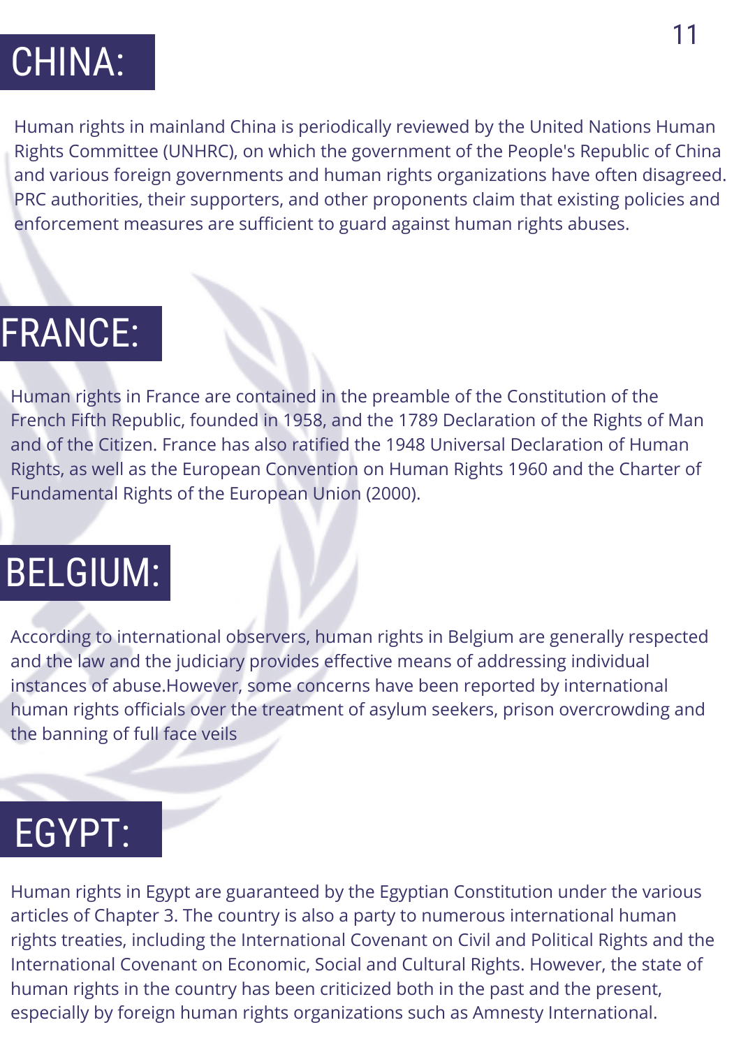## CHINA:

Human rights in mainland China is periodically reviewed by the United Nations Human Rights Committee (UNHRC), on which the government of the People's Republic of China and various foreign governments and human rights organizations have often disagreed. PRC authorities, their supporters, and other proponents claim that existing policies and enforcement measures are sufficient to guard against human rights abuses.

## FRANCE:

Human rights in France are contained in the preamble of the Constitution of the French Fifth Republic, founded in 1958, and the 1789 Declaration of the Rights of Man and of the Citizen. France has also ratified the 1948 Universal Declaration of Human Rights, as well as the European Convention on Human Rights 1960 and the Charter of Fundamental Rights of the European Union (2000).

## BELGIUM:

According to international observers, human rights in Belgium are generally respected and the law and the judiciary provides effective means of addressing individual instances of abuse.However, some concerns have been reported by international human rights officials over the treatment of asylum seekers, prison overcrowding and the banning of full face veils

## EGYPT:

Human rights in Egypt are guaranteed by the Egyptian Constitution under the various articles of Chapter 3. The country is also a party to numerous international human rights treaties, including the International Covenant on Civil and Political Rights and the International Covenant on Economic, Social and Cultural Rights. However, the state of human rights in the country has been criticized both in the past and the present, especially by foreign human rights organizations such as Amnesty International.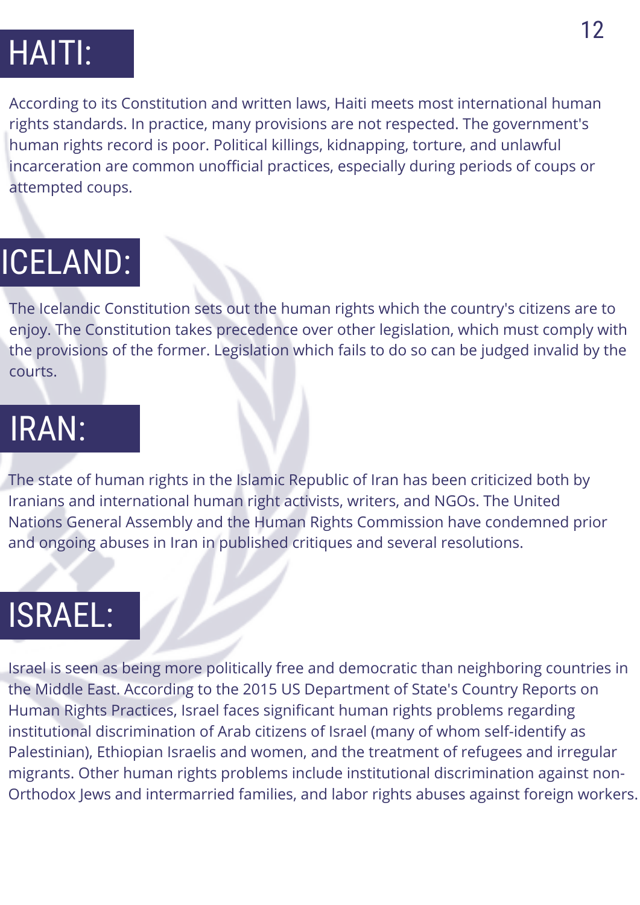# HAITI:

According to its Constitution and written laws, Haiti meets most international human rights standards. In practice, many provisions are not respected. The government's human rights record is poor. Political killings, kidnapping, torture, and unlawful incarceration are common unofficial practices, especially during periods of coups or attempted coups.

# ICELAND:

The Icelandic Constitution sets out the human rights which the country's citizens are to enjoy. The Constitution takes precedence over other legislation, which must comply with the provisions of the former. Legislation which fails to do so can be judged invalid by the courts.

# IRAN:

The state of human rights in the Islamic Republic of Iran has been criticized both by Iranians and international human right activists, writers, and NGOs. The United Nations General Assembly and the Human Rights Commission have condemned prior and ongoing abuses in Iran in published critiques and several resolutions.

# ISRAEL:

Israel is seen as being more politically free and democratic than neighboring countries in the Middle East. According to the 2015 US Department of State's Country Reports on Human Rights Practices, Israel faces significant human rights problems regarding institutional discrimination of Arab citizens of Israel (many of whom self-identify as Palestinian), Ethiopian Israelis and women, and the treatment of refugees and irregular migrants. Other human rights problems include institutional discrimination against non-Orthodox Jews and intermarried families, and labor rights abuses against foreign workers.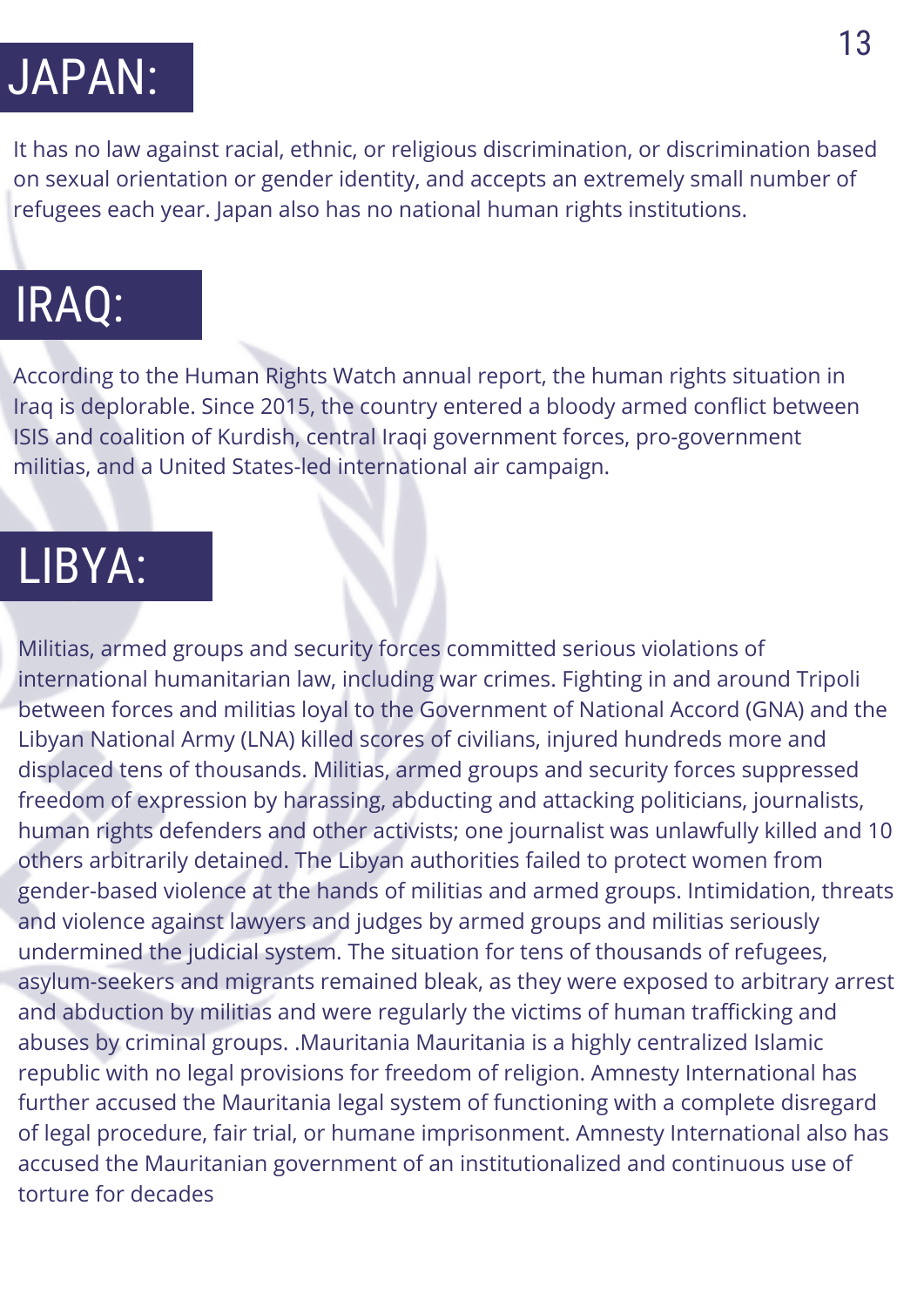# JAPAN:

It has no law against racial, ethnic, or religious discrimination, or discrimination based on sexual orientation or gender identity, and accepts an extremely small number of refugees each year. Japan also has no national human rights institutions.

# IRAQ:

According to the Human Rights Watch annual report, the human rights situation in Iraq is deplorable. Since 2015, the country entered a bloody armed conflict between ISIS and coalition of Kurdish, central Iraqi government forces, pro-government militias, and a United States-led international air campaign.

# LIBYA:

Militias, armed groups and security forces committed serious violations of international humanitarian law, including war crimes. Fighting in and around Tripoli between forces and militias loyal to the Government of National Accord (GNA) and the Libyan National Army (LNA) killed scores of civilians, injured hundreds more and displaced tens of thousands. Militias, armed groups and security forces suppressed freedom of expression by harassing, abducting and attacking politicians, journalists, human rights defenders and other activists; one journalist was unlawfully killed and 10 others arbitrarily detained. The Libyan authorities failed to protect women from gender-based violence at the hands of militias and armed groups. Intimidation, threats and violence against lawyers and judges by armed groups and militias seriously undermined the judicial system. The situation for tens of thousands of refugees, asylum-seekers and migrants remained bleak, as they were exposed to arbitrary arrest and abduction by militias and were regularly the victims of human trafficking and abuses by criminal groups. .Mauritania Mauritania is a highly centralized Islamic republic with no legal provisions for freedom of religion. Amnesty International has further accused the Mauritania legal system of functioning with a complete disregard of legal procedure, fair trial, or humane imprisonment. Amnesty International also has accused the Mauritanian government of an institutionalized and continuous use of torture for decades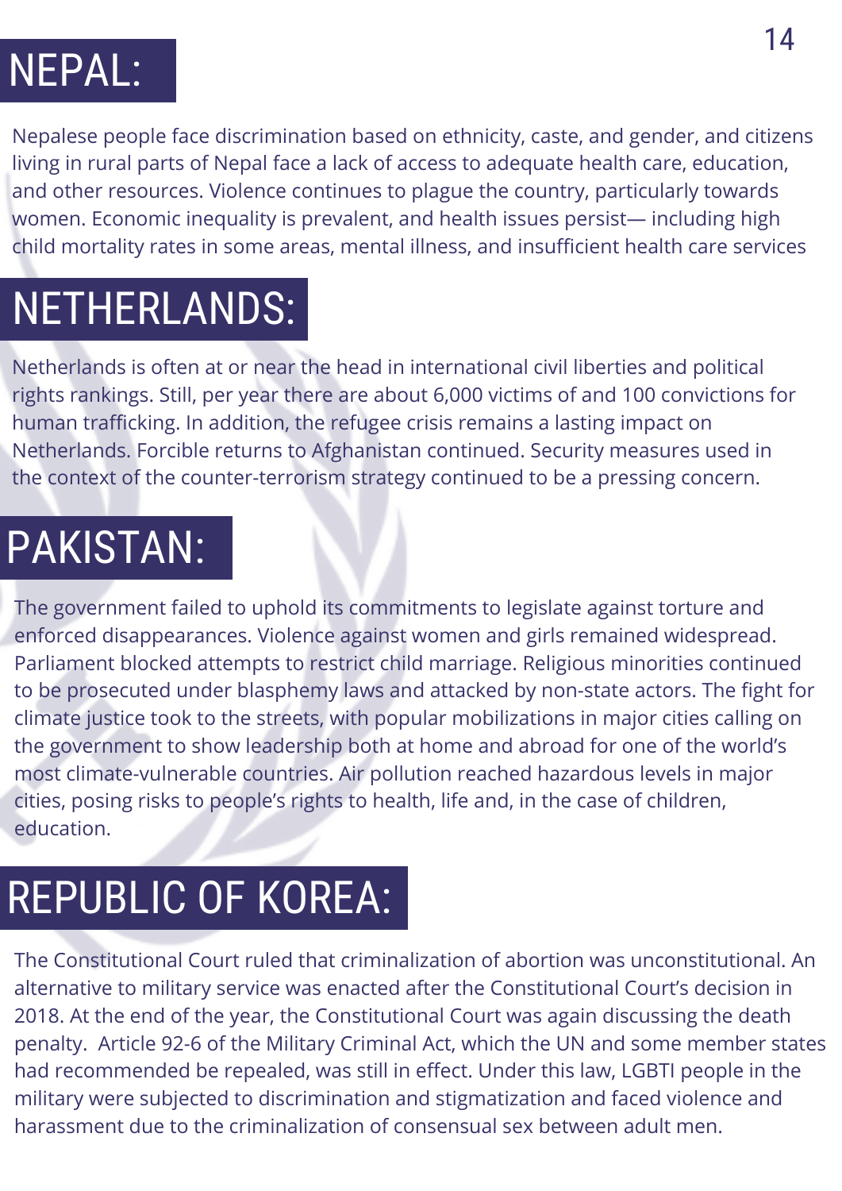## NEPAL:

Nepalese people face discrimination based on ethnicity, caste, and gender, and citizens living in rural parts of Nepal face a lack of access to adequate health care, education, and other resources. Violence continues to plague the country, particularly towards women. Economic inequality is prevalent, and health issues persist— including high child mortality rates in some areas, mental illness, and insufficient health care services

## NETHERLANDS:

Netherlands is often at or near the head in international civil liberties and political rights rankings. Still, per year there are about 6,000 victims of and 100 convictions for human trafficking. In addition, the refugee crisis remains a lasting impact on Netherlands. Forcible returns to Afghanistan continued. Security measures used in the context of the counter-terrorism strategy continued to be a pressing concern.

## PAKISTAN:

The government failed to uphold its commitments to legislate against torture and enforced disappearances. Violence against women and girls remained widespread. Parliament blocked attempts to restrict child marriage. Religious minorities continued to be prosecuted under blasphemy laws and attacked by non-state actors. The fight for climate justice took to the streets, with popular mobilizations in major cities calling on the government to show leadership both at home and abroad for one of the world's most climate-vulnerable countries. Air pollution reached hazardous levels in major cities, posing risks to people's rights to health, life and, in the case of children, education.

## REPUBLIC OF KOREA:

The Constitutional Court ruled that criminalization of abortion was unconstitutional. An alternative to military service was enacted after the Constitutional Court's decision in 2018. At the end of the year, the Constitutional Court was again discussing the death penalty. Article 92-6 of the Military Criminal Act, which the UN and some member states had recommended be repealed, was still in effect. Under this law, LGBTI people in the military were subjected to discrimination and stigmatization and faced violence and harassment due to the criminalization of consensual sex between adult men.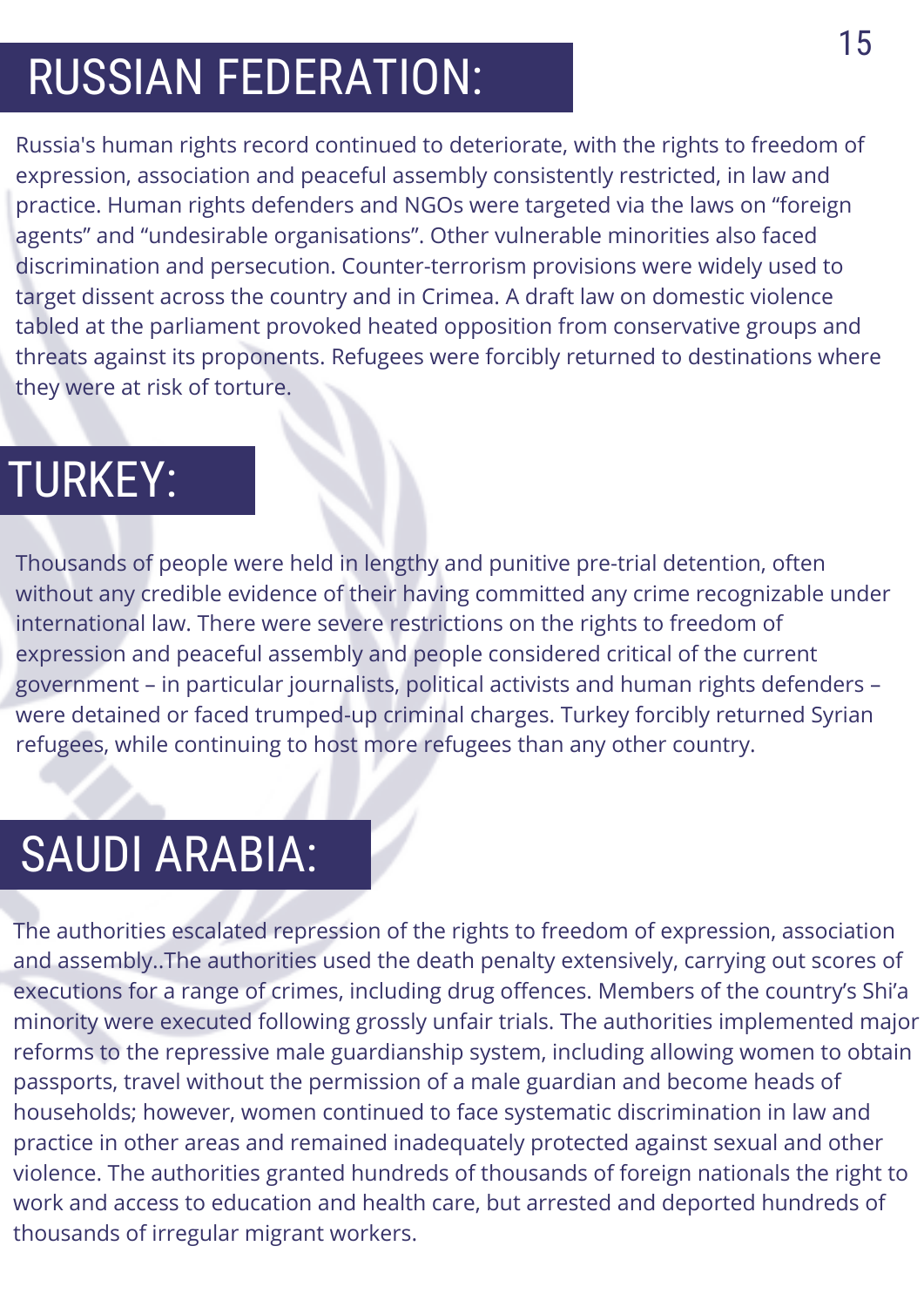## RUSSIAN FEDERATION:

Russia's human rights record continued to deteriorate, with the rights to freedom of expression, association and peaceful assembly consistently restricted, in law and practice. Human rights defenders and NGOs were targeted via the laws on “foreign agents” and “undesirable organisations”. Other vulnerable minorities also faced discrimination and persecution. Counter-terrorism provisions were widely used to target dissent across the country and in Crimea. A draft law on domestic violence tabled at the parliament provoked heated opposition from conservative groups and threats against its proponents. Refugees were forcibly returned to destinations where they were at risk of torture.

## TURKEY:

Thousands of people were held in lengthy and punitive pre-trial detention, often without any credible evidence of their having committed any crime recognizable under international law. There were severe restrictions on the rights to freedom of expression and peaceful assembly and people considered critical of the current government – in particular journalists, political activists and human rights defenders – were detained or faced trumped-up criminal charges. Turkey forcibly returned Syrian refugees, while continuing to host more refugees than any other country.

## SAUDI ARABIA:

The authorities escalated repression of the rights to freedom of expression, association and assembly..The authorities used the death penalty extensively, carrying out scores of executions for a range of crimes, including drug offences. Members of the country’s Shi’a minority were executed following grossly unfair trials. The authorities implemented major reforms to the repressive male guardianship system, including allowing women to obtain passports, travel without the permission of a male guardian and become heads of households; however, women continued to face systematic discrimination in law and practice in other areas and remained inadequately protected against sexual and other violence. The authorities granted hundreds of thousands of foreign nationals the right to work and access to education and health care, but arrested and deported hundreds of thousands of irregular migrant workers.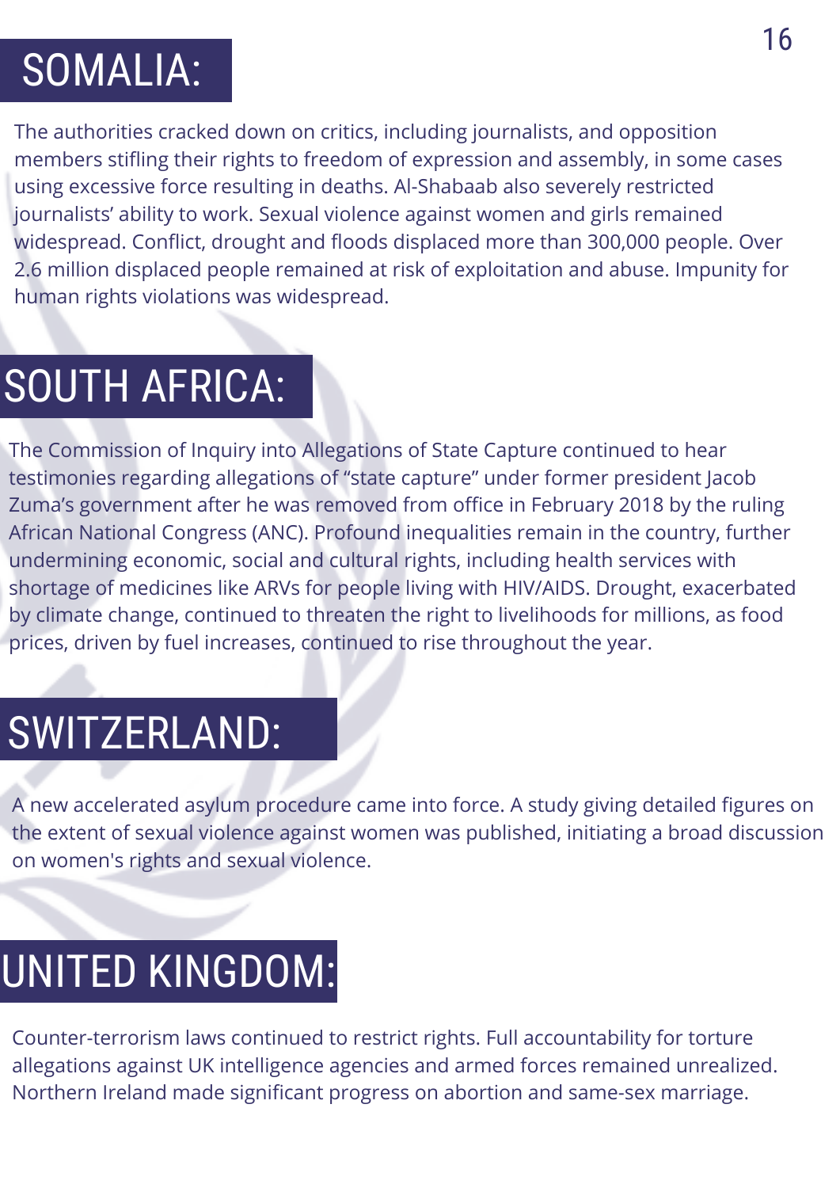## SOMALIA:

The authorities cracked down on critics, including journalists, and opposition members stifling their rights to freedom of expression and assembly, in some cases using excessive force resulting in deaths. Al-Shabaab also severely restricted journalists' ability to work. Sexual violence against women and girls remained widespread. Conflict, drought and floods displaced more than 300,000 people. Over 2.6 million displaced people remained at risk of exploitation and abuse. Impunity for human rights violations was widespread.

## SOUTH AFRICA:

The Commission of Inquiry into Allegations of State Capture continued to hear testimonies regarding allegations of "state capture" under former president Jacob Zuma's government after he was removed from office in February 2018 by the ruling African National Congress (ANC). Profound inequalities remain in the country, further undermining economic, social and cultural rights, including health services with shortage of medicines like ARVs for people living with HIV/AIDS. Drought, exacerbated by climate change, continued to threaten the right to livelihoods for millions, as food prices, driven by fuel increases, continued to rise throughout the year.

## SWITZERLAND:

A new accelerated asylum procedure came into force. A study giving detailed figures on the extent of sexual violence against women was published, initiating a broad discussion on women's rights and sexual violence.

## UNITED KINGDOM:

Counter-terrorism laws continued to restrict rights. Full accountability for torture allegations against UK intelligence agencies and armed forces remained unrealized. Northern Ireland made significant progress on abortion and same-sex marriage.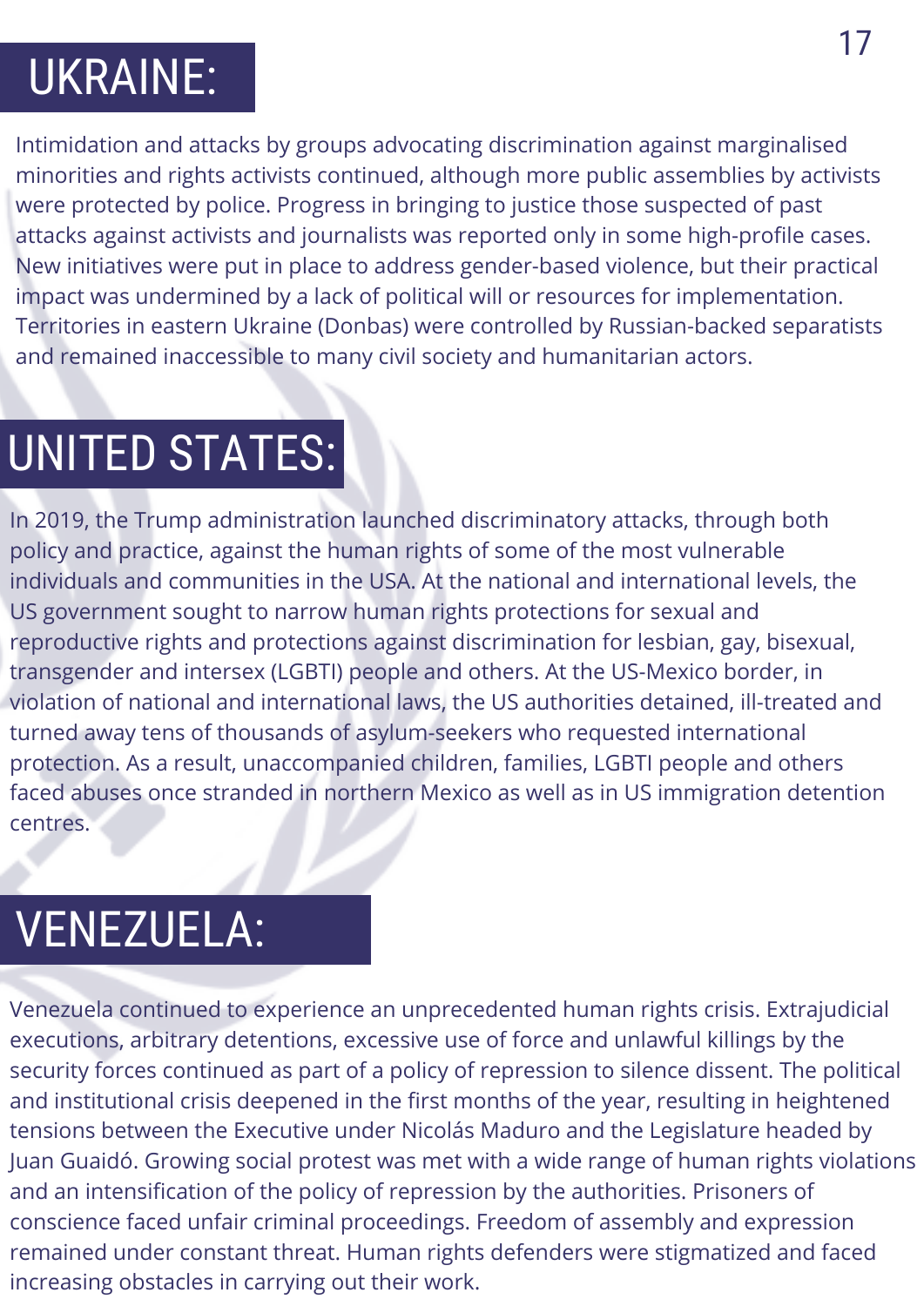# UKRAINE:

Intimidation and attacks by groups advocating discrimination against marginalised minorities and rights activists continued, although more public assemblies by activists were protected by police. Progress in bringing to justice those suspected of past attacks against activists and journalists was reported only in some high-profile cases. New initiatives were put in place to address gender-based violence, but their practical impact was undermined by a lack of political will or resources for implementation. Territories in eastern Ukraine (Donbas) were controlled by Russian-backed separatists and remained inaccessible to many civil society and humanitarian actors.

# UNITED STATES:

In 2019, the Trump administration launched discriminatory attacks, through both policy and practice, against the human rights of some of the most vulnerable individuals and communities in the USA. At the national and international levels, the US government sought to narrow human rights protections for sexual and reproductive rights and protections against discrimination for lesbian, gay, bisexual, transgender and intersex (LGBTI) people and others. At the US-Mexico border, in violation of national and international laws, the US authorities detained, ill-treated and turned away tens of thousands of asylum-seekers who requested international protection. As a result, unaccompanied children, families, LGBTI people and others faced abuses once stranded in northern Mexico as well as in US immigration detention centres.

# VENEZUELA:

Venezuela continued to experience an unprecedented human rights crisis. Extrajudicial executions, arbitrary detentions, excessive use of force and unlawful killings by the security forces continued as part of a policy of repression to silence dissent. The political and institutional crisis deepened in the first months of the year, resulting in heightened tensions between the Executive under Nicolás Maduro and the Legislature headed by Juan Guaidó. Growing social protest was met with a wide range of human rights violations and an intensification of the policy of repression by the authorities. Prisoners of conscience faced unfair criminal proceedings. Freedom of assembly and expression remained under constant threat. Human rights defenders were stigmatized and faced increasing obstacles in carrying out their work.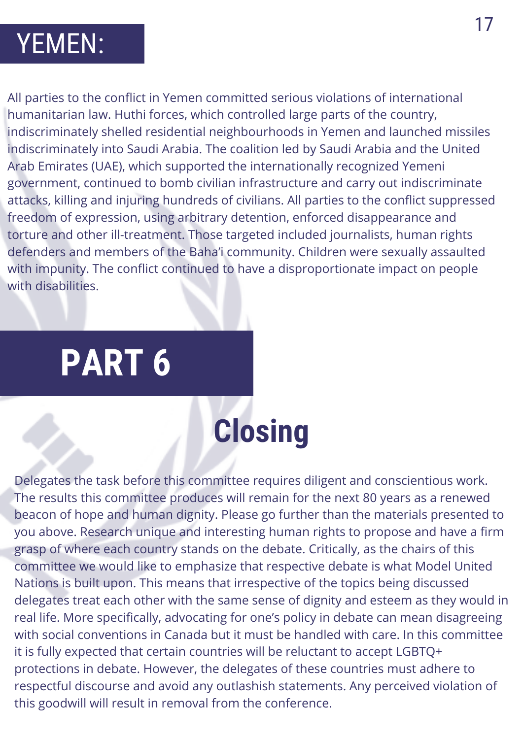## YEMEN:

All parties to the conflict in Yemen committed serious violations of international humanitarian law. Huthi forces, which controlled large parts of the country, indiscriminately shelled residential neighbourhoods in Yemen and launched missiles indiscriminately into Saudi Arabia. The coalition led by Saudi Arabia and the United Arab Emirates (UAE), which supported the internationally recognized Yemeni government, continued to bomb civilian infrastructure and carry out indiscriminate attacks, killing and injuring hundreds of civilians. All parties to the conflict suppressed freedom of expression, using arbitrary detention, enforced disappearance and torture and other ill-treatment. Those targeted included journalists, human rights defenders and members of the Baha'i community. Children were sexually assaulted with impunity. The conflict continued to have a disproportionate impact on people with disabilities.

# PART 6

## Closing

Delegates the task before this committee requires diligent and conscientious work. The results this committee produces will remain for the next 80 years as a renewed beacon of hope and human dignity. Please go further than the materials presented to you above. Research unique and interesting human rights to propose and have a firm grasp of where each country stands on the debate. Critically, as the chairs of this committee we would like to emphasize that respective debate is what Model United Nations is built upon. This means that irrespective of the topics being discussed delegates treat each other with the same sense of dignity and esteem as they would in real life. More specifically, advocating for one's policy in debate can mean disagreeing with social conventions in Canada but it must be handled with care. In this committee it is fully expected that certain countries will be reluctant to accept LGBTQ+ protections in debate. However, the delegates of these countries must adhere to respectful discourse and avoid any outlashish statements. Any perceived violation of this goodwill will result in removal from the conference.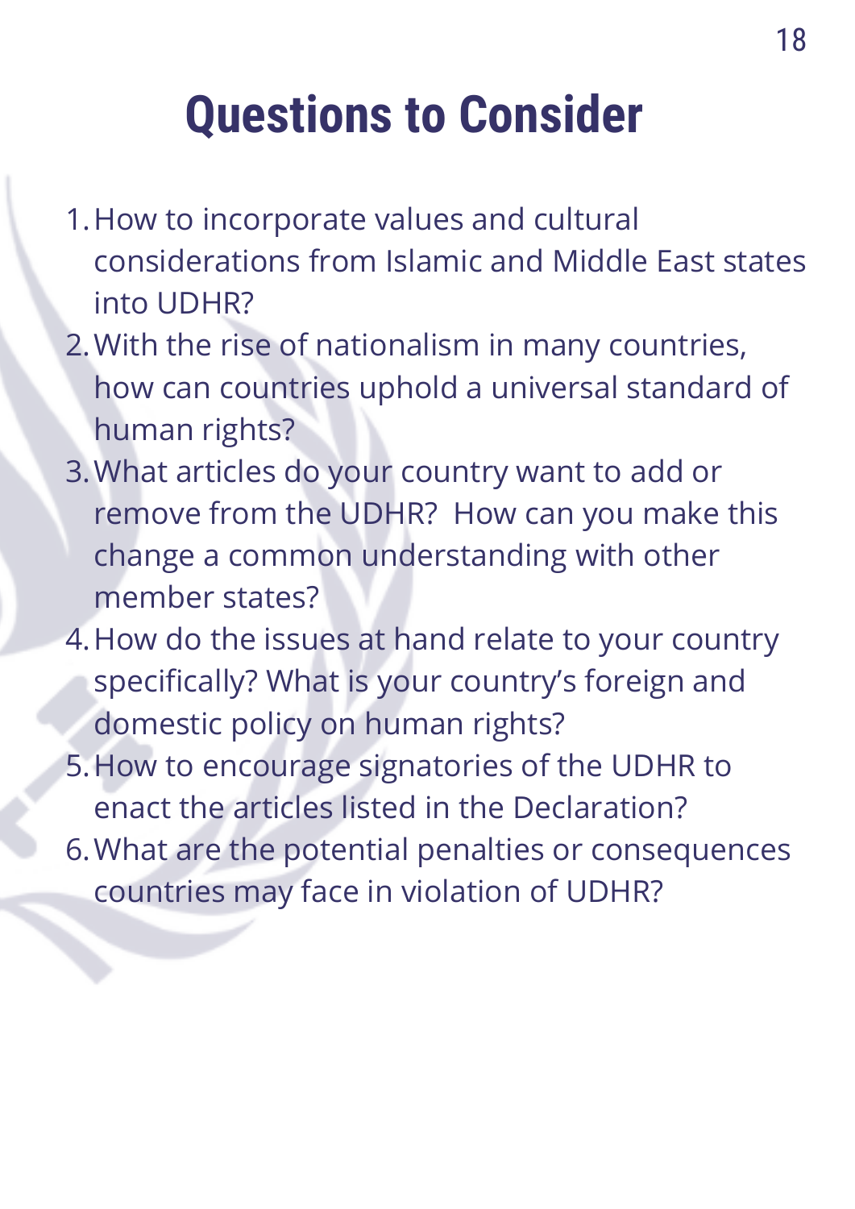# Questions to Consider

1. How to incorporate values and cultural considerations from Islamic and Middle East states into UDHR?
2. With the rise of nationalism in many countries, how can countries uphold a universal standard of human rights?
3. What articles do your country want to add or remove from the UDHR?  How can you make this change a common understanding with other member states?
4. How do the issues at hand relate to your country specifically? What is your country's foreign and domestic policy on human rights?
5. How to encourage signatories of the UDHR to enact the articles listed in the Declaration?
6. What are the potential penalties or consequences countries may face in violation of UDHR?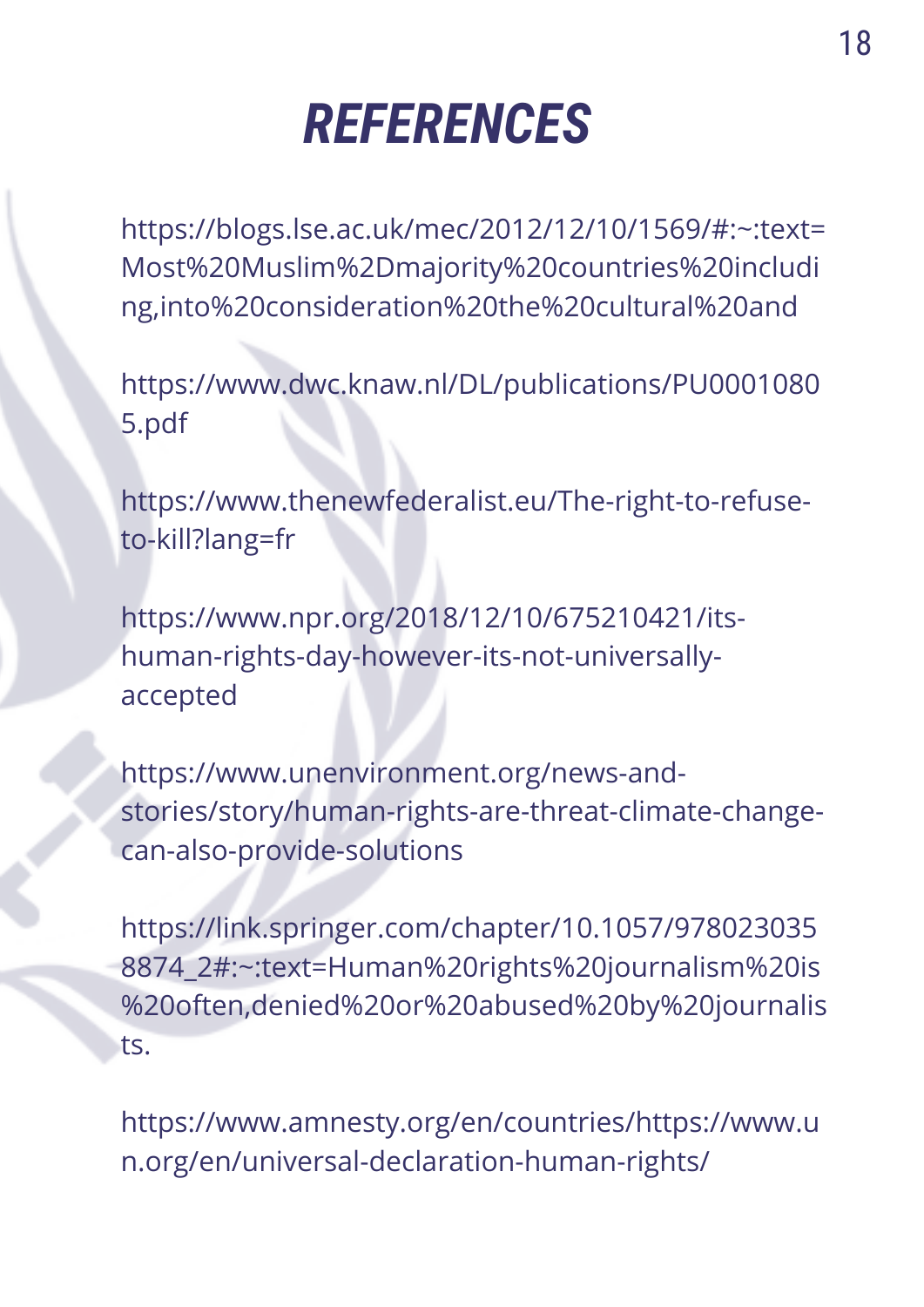# REFERENCES

https://blogs.lse.ac.uk/mec/2012/12/10/1569/#:~:text=Most%20Muslim%2Dmajority%20countries%20including,into%20consideration%20the%20cultural%20and

https://www.dwc.knaw.nl/DL/publications/PU00010805.pdf

https://www.thenewfederalist.eu/The-right-to-refuse-to-kill?lang=fr

https://www.npr.org/2018/12/10/675210421/its-human-rights-day-however-its-not-universally-accepted

https://www.unenvironment.org/news-and-stories/story/human-rights-are-threat-climate-change-can-also-provide-solutions

https://link.springer.com/chapter/10.1057/9780230358874_2#:~:text=Human%20rights%20journalism%20is%20often,denied%20or%20abused%20by%20journalists.

https://www.amnesty.org/en/countries/https://www.un.org/en/universal-declaration-human-rights/